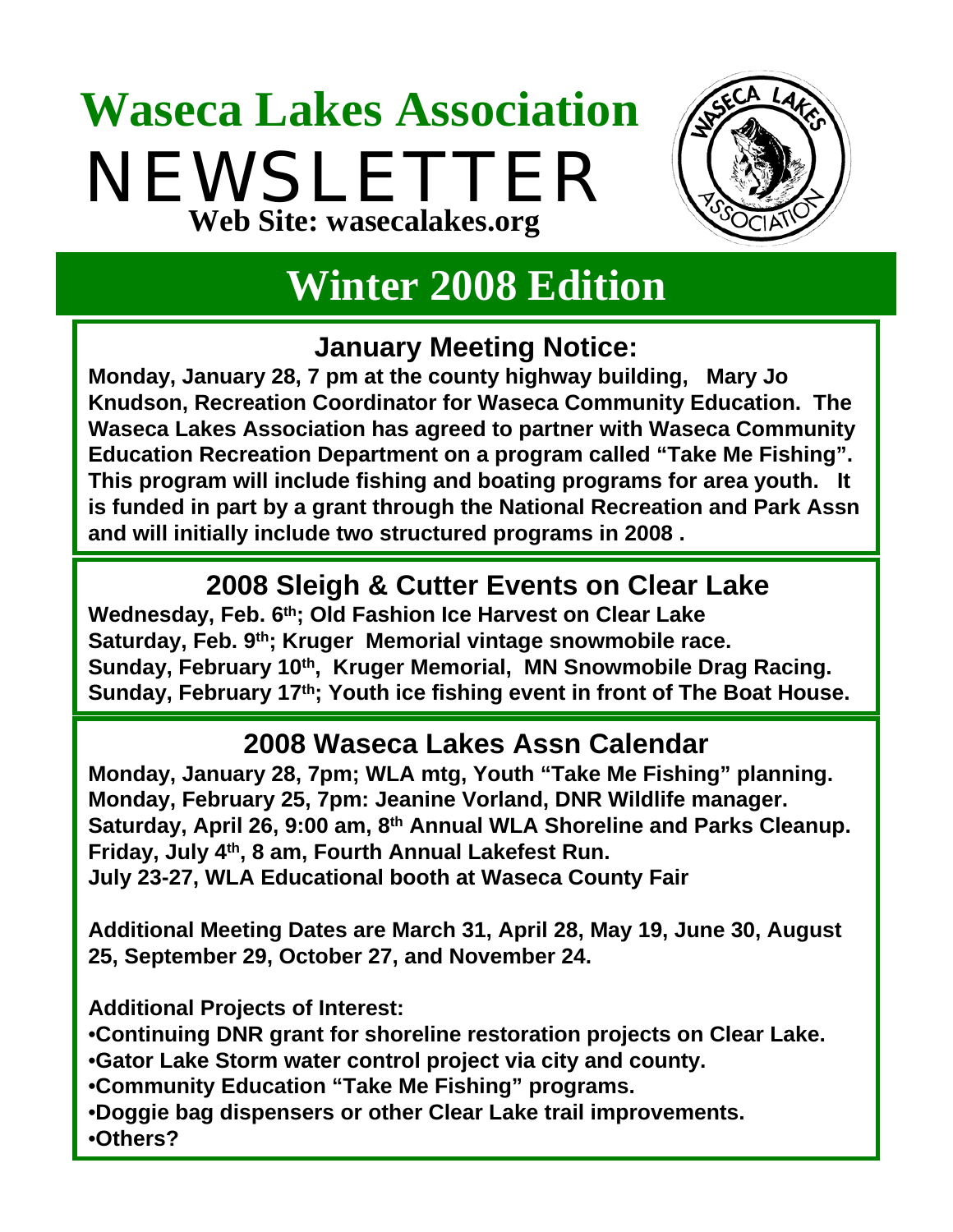# Waseca Lakes Association

# NEWSLETTER

**Web Site: wasecalakes.org**

## Winter 2008 Edition

### January Meeting Notice:

**Monday, January 28, 7 pm at the county highway building, Mary Jo Knudson, Recreation Coordinator for Waseca Community Education. The Waseca Lakes Association has agreed to partner with Waseca Community Education Recreation Department on a program called "Take Me Fishing". This program will include fishing and boating programs for area youth. It is funded in part by a grant through the National Recreation and Park Assn and will initially include two structured programs in 2008 .**

### 2008 Sleigh & Cutter Events on Clear Lake

**Wednesday, Feb. 6th; Old Fashion Ice Harvest on Clear Lake**
**Saturday, Feb. 9th; Kruger Memorial vintage snowmobile race.**
**Sunday, February 10th, Kruger Memorial, MN Snowmobile Drag Racing.**
**Sunday, February 17th; Youth ice fishing event in front of The Boat House.**

### 2008 Waseca Lakes Assn Calendar

**Monday, January 28, 7pm; WLA mtg, Youth "Take Me Fishing" planning.**
**Monday, February 25, 7pm: Jeanine Vorland, DNR Wildlife manager.**
**Saturday, April 26, 9:00 am, 8th Annual WLA Shoreline and Parks Cleanup.**
**Friday, July 4th, 8 am, Fourth Annual Lakefest Run.**
**July 23-27, WLA Educational booth at Waseca County Fair**

**Additional Meeting Dates are March 31, April 28, May 19, June 30, August 25, September 29, October 27, and November 24.**

**Additional Projects of Interest:**

- **Continuing DNR grant for shoreline restoration projects on Clear Lake.**
- **Gator Lake Storm water control project via city and county.**
- **Community Education "Take Me Fishing" programs.**
- **Doggie bag dispensers or other Clear Lake trail improvements.**
- **Others?**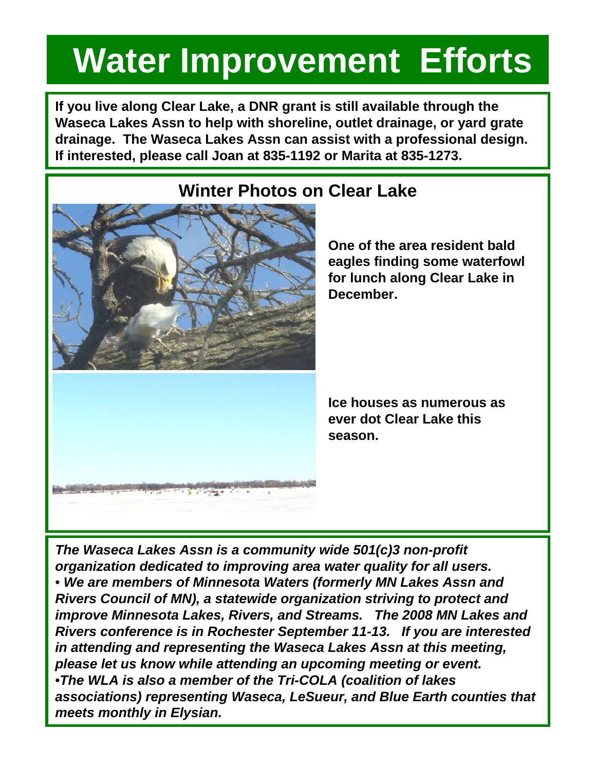# Water Improvement Efforts

**If you live along Clear Lake, a DNR grant is still available through the Waseca Lakes Assn to help with shoreline, outlet drainage, or yard grate drainage. The Waseca Lakes Assn can assist with a professional design. If interested, please call Joan at 835-1192 or Marita at 835-1273.**

## Winter Photos on Clear Lake

**One of the area resident bald eagles finding some waterfowl for lunch along Clear Lake in December.**

**Ice houses as numerous as ever dot Clear Lake this season.**

***The Waseca Lakes Assn is a community wide 501(c)3 non-profit organization dedicated to improving area water quality for all users.***

- ***We are members of Minnesota Waters (formerly MN Lakes Assn and Rivers Council of MN), a statewide organization striving to protect and improve Minnesota Lakes, Rivers, and Streams. The 2008 MN Lakes and Rivers conference is in Rochester September 11-13. If you are interested in attending and representing the Waseca Lakes Assn at this meeting, please let us know while attending an upcoming meeting or event.***
- ***The WLA is also a member of the Tri-COLA (coalition of lakes associations) representing Waseca, LeSueur, and Blue Earth counties that meets monthly in Elysian.***